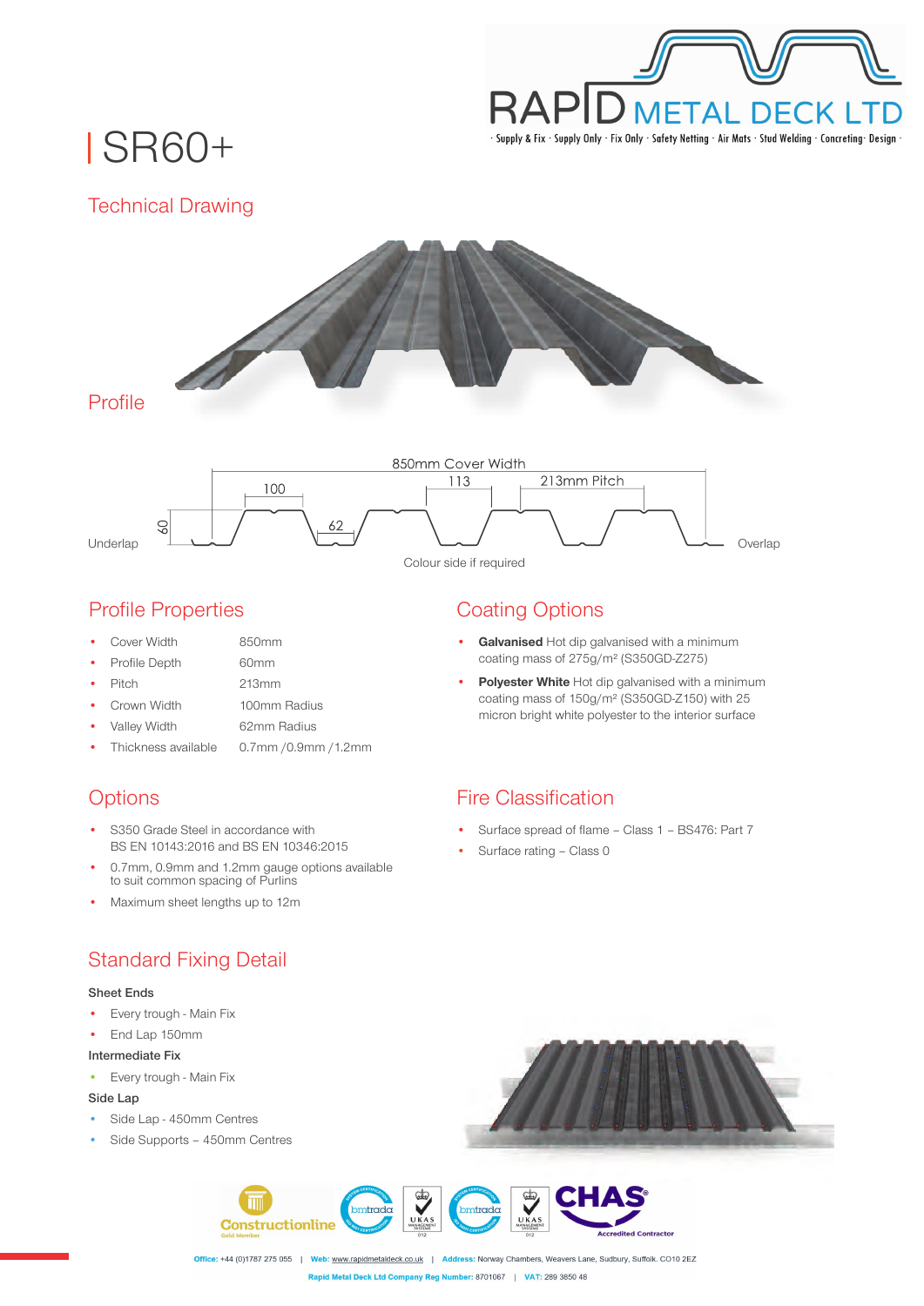# SR60+

## Technical Drawing

### Profile

850mm Cover Width

100 | 113 | 213mm Pitch | 60 | 62

Underlap | Overlap

Colour side if required

## Profile Properties

| | |
|---|---|
| Cover Width | 850mm |
| Profile Depth | 60mm |
| Pitch | 213mm |
| Crown Width | 100mm Radius |
| Valley Width | 62mm Radius |
| Thickness available | 0.7mm /0.9mm /1.2mm |

## Coating Options

- **Galvanised** Hot dip galvanised with a minimum coating mass of 275g/m² (S350GD-Z275)
- **Polyester White** Hot dip galvanised with a minimum coating mass of 150g/m² (S350GD-Z150) with 25 micron bright white polyester to the interior surface

## Options

- S350 Grade Steel in accordance with BS EN 10143:2016 and BS EN 10346:2015
- 0.7mm, 0.9mm and 1.2mm gauge options available to suit common spacing of Purlins
- Maximum sheet lengths up to 12m

## Fire Classification

- Surface spread of flame – Class 1 – BS476: Part 7
- Surface rating – Class 0

## Standard Fixing Detail

**Sheet Ends**

- Every trough - Main Fix
- End Lap 150mm

**Intermediate Fix**

- Every trough - Main Fix

**Side Lap**

- Side Lap - 450mm Centres
- Side Supports – 450mm Centres

**Office:** +44 (0)1787 275 055 | **Web:** www.rapidmetaldeck.co.uk | **Address:** Norway Chambers, Weavers Lane, Sudbury, Suffolk. CO10 2EZ

**Rapid Metal Deck Ltd Company Reg Number:** 8701067 | **VAT:** 289 3850 48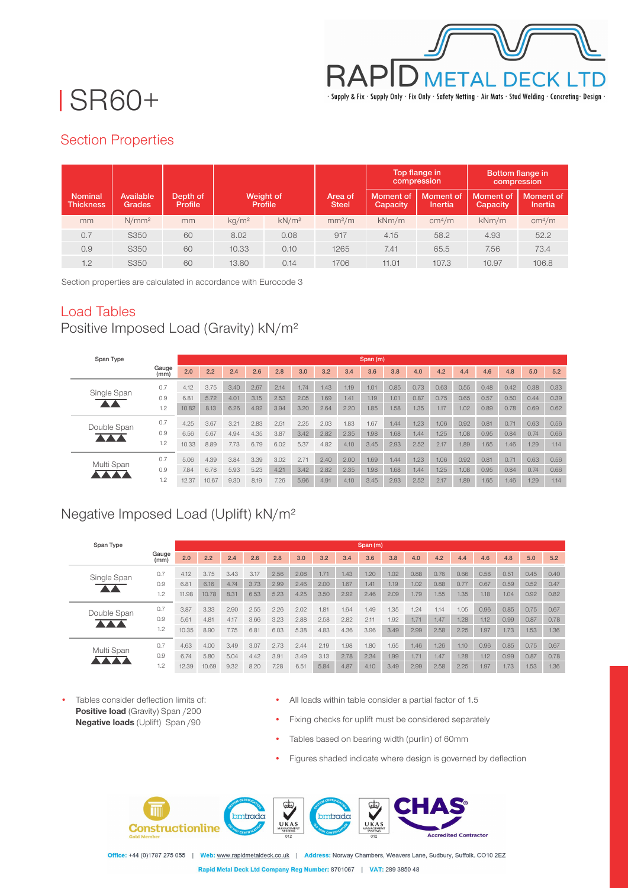# SR60+

RAPID METAL DECK LTD

· Supply & Fix · Supply Only · Fix Only · Safety Netting · Air Mats · Stud Welding · Concreting· Design ·

## Section Properties

| Nominal Thickness | Available Grades | Depth of Profile | Weight of Profile | | Area of Steel | Top flange in compression | | Bottom flange in compression | |
|---|---|---|---|---|---|---|---|---|---|
| | | | | | | Moment of Capacity | Moment of Inertia | Moment of Capacity | Moment of Inertia |
| mm | N/mm² | mm | kg/m² | kN/m² | mm²/m | kNm/m | cm⁴/m | kNm/m | cm⁴/m |
| 0.7 | S350 | 60 | 8.02 | 0.08 | 917 | 4.15 | 58.2 | 4.93 | 52.2 |
| 0.9 | S350 | 60 | 10.33 | 0.10 | 1265 | 7.41 | 65.5 | 7.56 | 73.4 |
| 1.2 | S350 | 60 | 13.80 | 0.14 | 1706 | 11.01 | 107.3 | 10.97 | 106.8 |

Section properties are calculated in accordance with Eurocode 3

## Load Tables

### Positive Imposed Load (Gravity) kN/m²

| Span Type | Gauge (mm) | Span (m) 2.0 | 2.2 | 2.4 | 2.6 | 2.8 | 3.0 | 3.2 | 3.4 | 3.6 | 3.8 | 4.0 | 4.2 | 4.4 | 4.6 | 4.8 | 5.0 | 5.2 |
|---|---|---|---|---|---|---|---|---|---|---|---|---|---|---|---|---|---|---|
| Single Span | 0.7 | 4.12 | 3.75 | 3.40 | 2.67 | 2.14 | 1.74 | 1.43 | 1.19 | 1.01 | 0.85 | 0.73 | 0.63 | 0.55 | 0.48 | 0.42 | 0.38 | 0.33 |
| | 0.9 | 6.81 | 5.72 | 4.01 | 3.15 | 2.53 | 2.05 | 1.69 | 1.41 | 1.19 | 1.01 | 0.87 | 0.75 | 0.65 | 0.57 | 0.50 | 0.44 | 0.39 |
| | 1.2 | 10.82 | 8.13 | 6.26 | 4.92 | 3.94 | 3.20 | 2.64 | 2.20 | 1.85 | 1.58 | 1.35 | 1.17 | 1.02 | 0.89 | 0.78 | 0.69 | 0.62 |
| Double Span | 0.7 | 4.25 | 3.67 | 3.21 | 2.83 | 2.51 | 2.25 | 2.03 | 1.83 | 1.67 | 1.44 | 1.23 | 1.06 | 0.92 | 0.81 | 0.71 | 0.63 | 0.56 |
| | 0.9 | 6.56 | 5.67 | 4.94 | 4.35 | 3.87 | 3.42 | 2.82 | 2.35 | 1.98 | 1.68 | 1.44 | 1.25 | 1.08 | 0.95 | 0.84 | 0.74 | 0.66 |
| | 1.2 | 10.33 | 8.89 | 7.73 | 6.79 | 6.02 | 5.37 | 4.82 | 4.10 | 3.45 | 2.93 | 2.52 | 2.17 | 1.89 | 1.65 | 1.46 | 1.29 | 1.14 |
| Multi Span | 0.7 | 5.06 | 4.39 | 3.84 | 3.39 | 3.02 | 2.71 | 2.40 | 2.00 | 1.69 | 1.44 | 1.23 | 1.06 | 0.92 | 0.81 | 0.71 | 0.63 | 0.56 |
| | 0.9 | 7.84 | 6.78 | 5.93 | 5.23 | 4.21 | 3.42 | 2.82 | 2.35 | 1.98 | 1.68 | 1.44 | 1.25 | 1.08 | 0.95 | 0.84 | 0.74 | 0.66 |
| | 1.2 | 12.37 | 10.67 | 9.30 | 8.19 | 7.26 | 5.96 | 4.91 | 4.10 | 3.45 | 2.93 | 2.52 | 2.17 | 1.89 | 1.65 | 1.46 | 1.29 | 1.14 |

### Negative Imposed Load (Uplift) kN/m²

| Span Type | Gauge (mm) | Span (m) 2.0 | 2.2 | 2.4 | 2.6 | 2.8 | 3.0 | 3.2 | 3.4 | 3.6 | 3.8 | 4.0 | 4.2 | 4.4 | 4.6 | 4.8 | 5.0 | 5.2 |
|---|---|---|---|---|---|---|---|---|---|---|---|---|---|---|---|---|---|---|
| Single Span | 0.7 | 4.12 | 3.75 | 3.43 | 3.17 | 2.56 | 2.08 | 1.71 | 1.43 | 1.20 | 1.02 | 0.88 | 0.76 | 0.66 | 0.58 | 0.51 | 0.45 | 0.40 |
| | 0.9 | 6.81 | 6.16 | 4.74 | 3.73 | 2.99 | 2.46 | 2.00 | 1.67 | 1.41 | 1.19 | 1.02 | 0.88 | 0.77 | 0.67 | 0.59 | 0.52 | 0.47 |
| | 1.2 | 11.98 | 10.78 | 8.31 | 6.53 | 5.23 | 4.25 | 3.50 | 2.92 | 2.46 | 2.09 | 1.79 | 1.55 | 1.35 | 1.18 | 1.04 | 0.92 | 0.82 |
| Double Span | 0.7 | 3.87 | 3.33 | 2.90 | 2.55 | 2.26 | 2.02 | 1.81 | 1.64 | 1.49 | 1.35 | 1.24 | 1.14 | 1.05 | 0.96 | 0.85 | 0.75 | 0.67 |
| | 0.9 | 5.61 | 4.81 | 4.17 | 3.66 | 3.23 | 2.88 | 2.58 | 2.82 | 2.11 | 1.92 | 1.71 | 1.47 | 1.28 | 1.12 | 0.99 | 0.87 | 0.78 |
| | 1.2 | 10.35 | 8.90 | 7.75 | 6.81 | 6.03 | 5.38 | 4.83 | 4.36 | 3.96 | 3.49 | 2.99 | 2.58 | 2.25 | 1.97 | 1.73 | 1.53 | 1.36 |
| Multi Span | 0.7 | 4.63 | 4.00 | 3.49 | 3.07 | 2.73 | 2.44 | 2.19 | 1.98 | 1.80 | 1.65 | 1.46 | 1.26 | 1.10 | 0.96 | 0.85 | 0.75 | 0.67 |
| | 0.9 | 6.74 | 5.80 | 5.04 | 4.42 | 3.91 | 3.49 | 3.13 | 2.78 | 2.34 | 1.99 | 1.71 | 1.47 | 1.28 | 1.12 | 0.99 | 0.87 | 0.78 |
| | 1.2 | 12.39 | 10.69 | 9.32 | 8.20 | 7.28 | 6.51 | 5.84 | 4.87 | 4.10 | 3.49 | 2.99 | 2.58 | 2.25 | 1.97 | 1.73 | 1.53 | 1.36 |

- Tables consider deflection limits of:
  **Positive load** (Gravity) Span /200
  **Negative loads** (Uplift) Span /90
- All loads within table consider a partial factor of 1.5
- Fixing checks for uplift must be considered separately
- Tables based on bearing width (purlin) of 60mm
- Figures shaded indicate where design is governed by deflection

Constructionline Gold Member | bmtrada | UKAS Management Systems 012 | bmtrada | UKAS Management Systems 012 | CHAS Accredited Contractor

**Office:** +44 (0)1787 275 055 | **Web:** www.rapidmetaldeck.co.uk | **Address:** Norway Chambers, Weavers Lane, Sudbury, Suffolk. CO10 2EZ

**Rapid Metal Deck Ltd Company Reg Number:** 8701067 | **VAT:** 289 3850 48